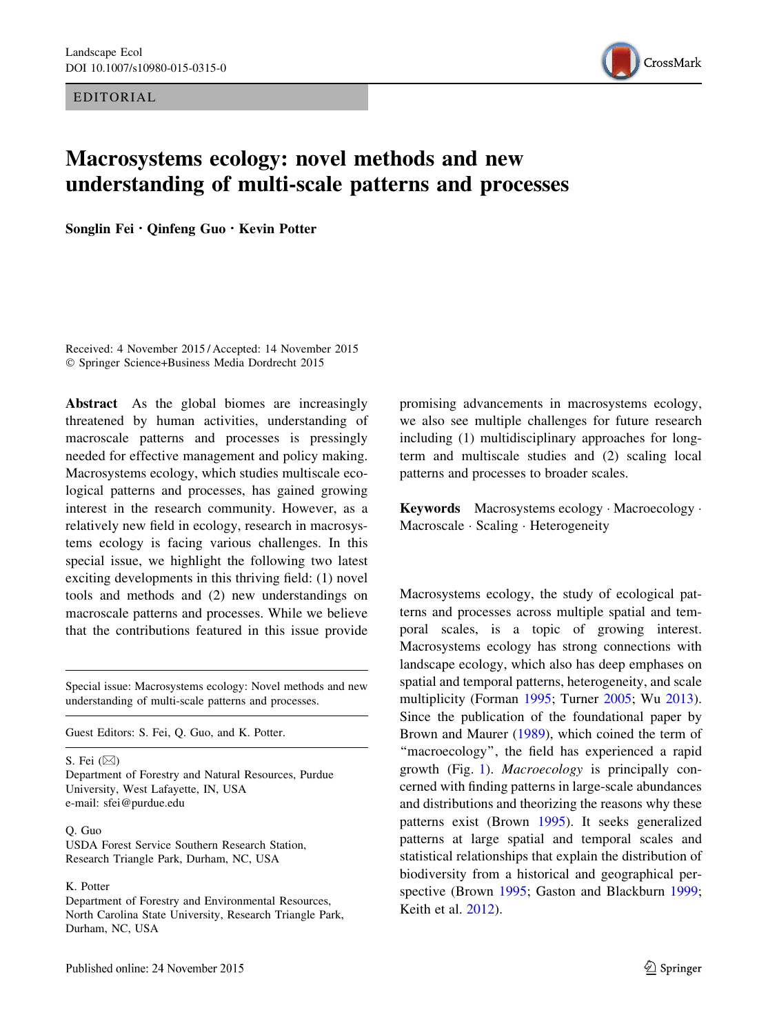EDITORIAL

# Macrosystems ecology: novel methods and new understanding of multi-scale patterns and processes

**Songlin Fei · Qinfeng Guo · Kevin Potter**

Received: 4 November 2015 / Accepted: 14 November 2015
© Springer Science+Business Media Dordrecht 2015

**Abstract** As the global biomes are increasingly threatened by human activities, understanding of macroscale patterns and processes is pressingly needed for effective management and policy making. Macrosystems ecology, which studies multiscale ecological patterns and processes, has gained growing interest in the research community. However, as a relatively new field in ecology, research in macrosystems ecology is facing various challenges. In this special issue, we highlight the following two latest exciting developments in this thriving field: (1) novel tools and methods and (2) new understandings on macroscale patterns and processes. While we believe that the contributions featured in this issue provide promising advancements in macrosystems ecology, we also see multiple challenges for future research including (1) multidisciplinary approaches for long-term and multiscale studies and (2) scaling local patterns and processes to broader scales.

**Keywords** Macrosystems ecology · Macroecology · Macroscale · Scaling · Heterogeneity

Special issue: Macrosystems ecology: Novel methods and new understanding of multi-scale patterns and processes.

Guest Editors: S. Fei, Q. Guo, and K. Potter.

S. Fei (✉)
Department of Forestry and Natural Resources, Purdue University, West Lafayette, IN, USA
e-mail: sfei@purdue.edu

Q. Guo
USDA Forest Service Southern Research Station, Research Triangle Park, Durham, NC, USA

K. Potter
Department of Forestry and Environmental Resources, North Carolina State University, Research Triangle Park, Durham, NC, USA

Macrosystems ecology, the study of ecological patterns and processes across multiple spatial and temporal scales, is a topic of growing interest. Macrosystems ecology has strong connections with landscape ecology, which also has deep emphases on spatial and temporal patterns, heterogeneity, and scale multiplicity (Forman 1995; Turner 2005; Wu 2013). Since the publication of the foundational paper by Brown and Maurer (1989), which coined the term of "macroecology", the field has experienced a rapid growth (Fig. 1). *Macroecology* is principally concerned with finding patterns in large-scale abundances and distributions and theorizing the reasons why these patterns exist (Brown 1995). It seeks generalized patterns at large spatial and temporal scales and statistical relationships that explain the distribution of biodiversity from a historical and geographical perspective (Brown 1995; Gaston and Blackburn 1999; Keith et al. 2012).

Published online: 24 November 2015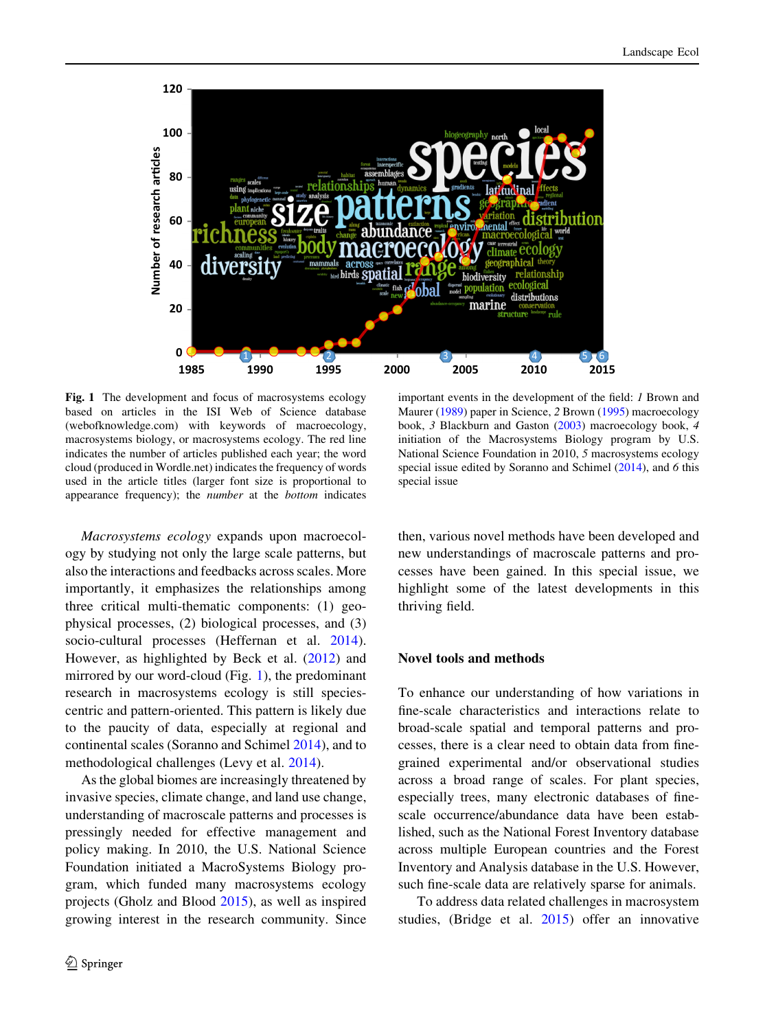**Fig. 1** The development and focus of macrosystems ecology based on articles in the ISI Web of Science database (webofknowledge.com) with keywords of macroecology, macrosystems biology, or macrosystems ecology. The red line indicates the number of articles published each year; the word cloud (produced in Wordle.net) indicates the frequency of words used in the article titles (larger font size is proportional to appearance frequency); the *number* at the *bottom* indicates important events in the development of the field: *1* Brown and Maurer (1989) paper in Science, *2* Brown (1995) macroecology book, *3* Blackburn and Gaston (2003) macroecology book, *4* initiation of the Macrosystems Biology program by U.S. National Science Foundation in 2010, *5* macrosystems ecology special issue edited by Soranno and Schimel (2014), and *6* this special issue

*Macrosystems ecology* expands upon macroecology by studying not only the large scale patterns, but also the interactions and feedbacks across scales. More importantly, it emphasizes the relationships among three critical multi-thematic components: (1) geophysical processes, (2) biological processes, and (3) socio-cultural processes (Heffernan et al. 2014). However, as highlighted by Beck et al. (2012) and mirrored by our word-cloud (Fig. 1), the predominant research in macrosystems ecology is still species-centric and pattern-oriented. This pattern is likely due to the paucity of data, especially at regional and continental scales (Soranno and Schimel 2014), and to methodological challenges (Levy et al. 2014).

As the global biomes are increasingly threatened by invasive species, climate change, and land use change, understanding of macroscale patterns and processes is pressingly needed for effective management and policy making. In 2010, the U.S. National Science Foundation initiated a MacroSystems Biology program, which funded many macrosystems ecology projects (Gholz and Blood 2015), as well as inspired growing interest in the research community. Since then, various novel methods have been developed and new understandings of macroscale patterns and processes have been gained. In this special issue, we highlight some of the latest developments in this thriving field.

## Novel tools and methods

To enhance our understanding of how variations in fine-scale characteristics and interactions relate to broad-scale spatial and temporal patterns and processes, there is a clear need to obtain data from fine-grained experimental and/or observational studies across a broad range of scales. For plant species, especially trees, many electronic databases of fine-scale occurrence/abundance data have been established, such as the National Forest Inventory database across multiple European countries and the Forest Inventory and Analysis database in the U.S. However, such fine-scale data are relatively sparse for animals.

To address data related challenges in macrosystem studies, (Bridge et al. 2015) offer an innovative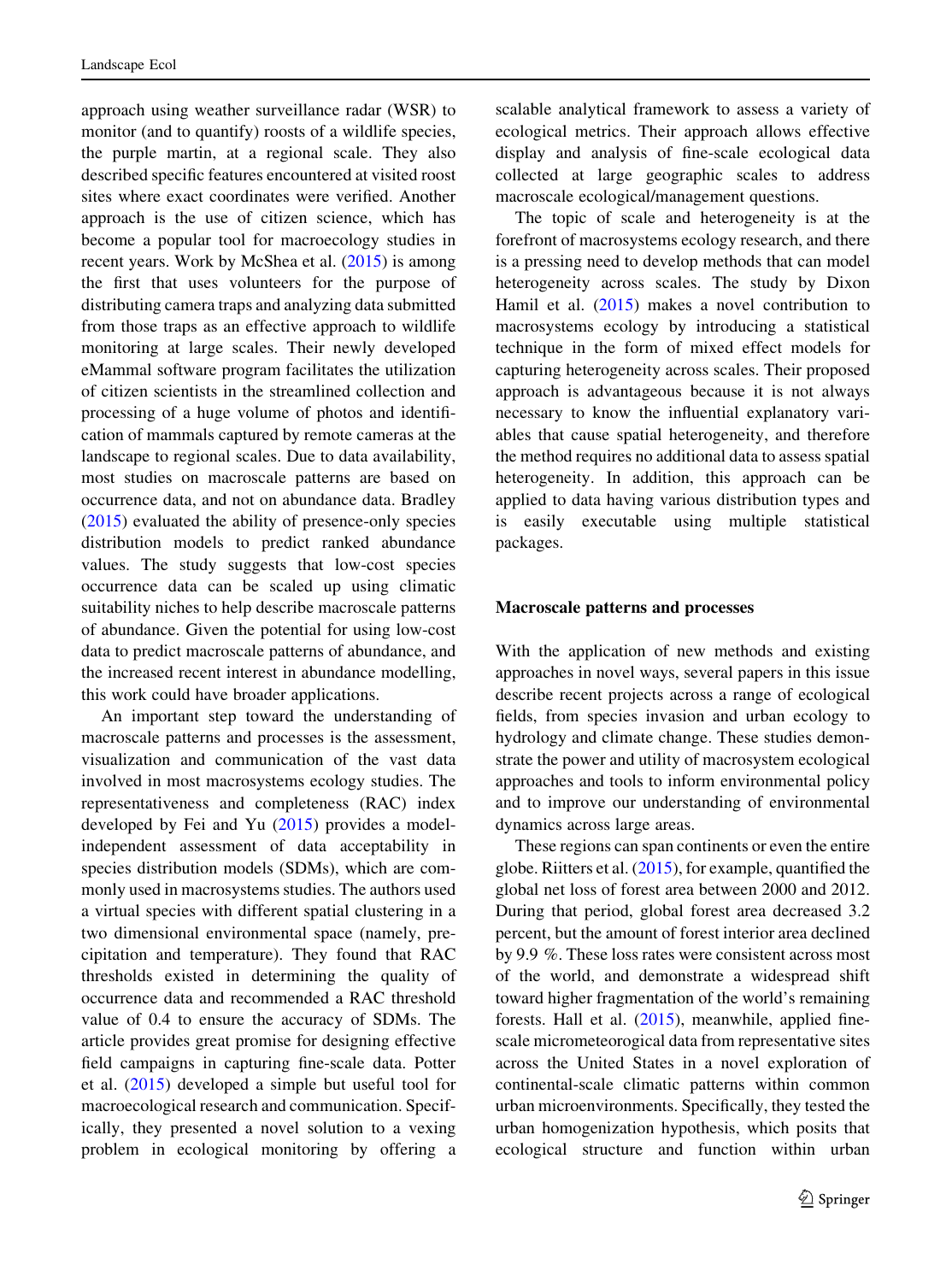approach using weather surveillance radar (WSR) to monitor (and to quantify) roosts of a wildlife species, the purple martin, at a regional scale. They also described specific features encountered at visited roost sites where exact coordinates were verified. Another approach is the use of citizen science, which has become a popular tool for macroecology studies in recent years. Work by McShea et al. (2015) is among the first that uses volunteers for the purpose of distributing camera traps and analyzing data submitted from those traps as an effective approach to wildlife monitoring at large scales. Their newly developed eMammal software program facilitates the utilization of citizen scientists in the streamlined collection and processing of a huge volume of photos and identification of mammals captured by remote cameras at the landscape to regional scales. Due to data availability, most studies on macroscale patterns are based on occurrence data, and not on abundance data. Bradley (2015) evaluated the ability of presence-only species distribution models to predict ranked abundance values. The study suggests that low-cost species occurrence data can be scaled up using climatic suitability niches to help describe macroscale patterns of abundance. Given the potential for using low-cost data to predict macroscale patterns of abundance, and the increased recent interest in abundance modelling, this work could have broader applications.

An important step toward the understanding of macroscale patterns and processes is the assessment, visualization and communication of the vast data involved in most macrosystems ecology studies. The representativeness and completeness (RAC) index developed by Fei and Yu (2015) provides a model-independent assessment of data acceptability in species distribution models (SDMs), which are commonly used in macrosystems studies. The authors used a virtual species with different spatial clustering in a two dimensional environmental space (namely, precipitation and temperature). They found that RAC thresholds existed in determining the quality of occurrence data and recommended a RAC threshold value of 0.4 to ensure the accuracy of SDMs. The article provides great promise for designing effective field campaigns in capturing fine-scale data. Potter et al. (2015) developed a simple but useful tool for macroecological research and communication. Specifically, they presented a novel solution to a vexing problem in ecological monitoring by offering a scalable analytical framework to assess a variety of ecological metrics. Their approach allows effective display and analysis of fine-scale ecological data collected at large geographic scales to address macroscale ecological/management questions.

The topic of scale and heterogeneity is at the forefront of macrosystems ecology research, and there is a pressing need to develop methods that can model heterogeneity across scales. The study by Dixon Hamil et al. (2015) makes a novel contribution to macrosystems ecology by introducing a statistical technique in the form of mixed effect models for capturing heterogeneity across scales. Their proposed approach is advantageous because it is not always necessary to know the influential explanatory variables that cause spatial heterogeneity, and therefore the method requires no additional data to assess spatial heterogeneity. In addition, this approach can be applied to data having various distribution types and is easily executable using multiple statistical packages.

## Macroscale patterns and processes

With the application of new methods and existing approaches in novel ways, several papers in this issue describe recent projects across a range of ecological fields, from species invasion and urban ecology to hydrology and climate change. These studies demonstrate the power and utility of macrosystem ecological approaches and tools to inform environmental policy and to improve our understanding of environmental dynamics across large areas.

These regions can span continents or even the entire globe. Riitters et al. (2015), for example, quantified the global net loss of forest area between 2000 and 2012. During that period, global forest area decreased 3.2 percent, but the amount of forest interior area declined by 9.9 %. These loss rates were consistent across most of the world, and demonstrate a widespread shift toward higher fragmentation of the world's remaining forests. Hall et al. (2015), meanwhile, applied fine-scale micrometeorological data from representative sites across the United States in a novel exploration of continental-scale climatic patterns within common urban microenvironments. Specifically, they tested the urban homogenization hypothesis, which posits that ecological structure and function within urban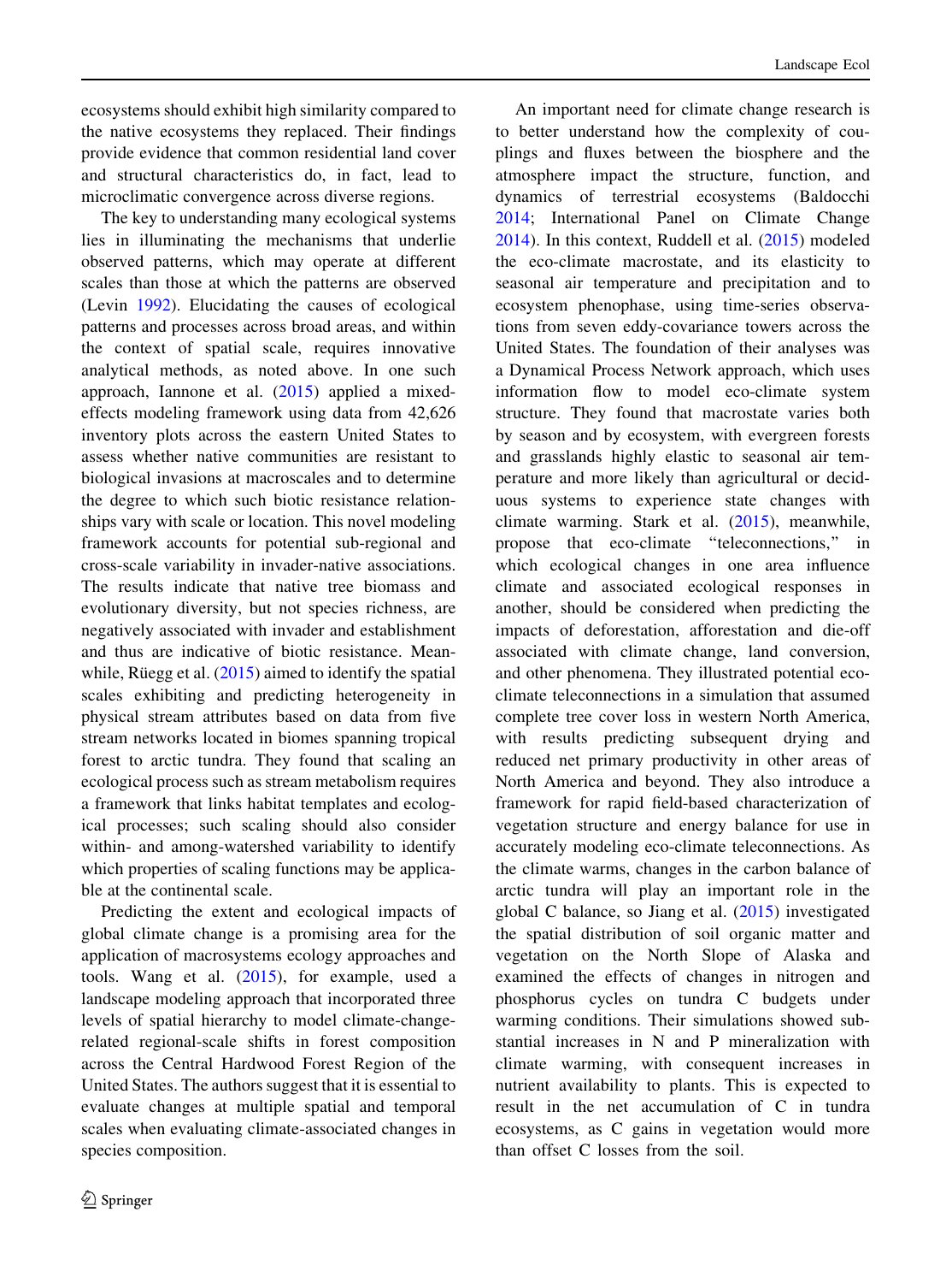ecosystems should exhibit high similarity compared to the native ecosystems they replaced. Their findings provide evidence that common residential land cover and structural characteristics do, in fact, lead to microclimatic convergence across diverse regions.

The key to understanding many ecological systems lies in illuminating the mechanisms that underlie observed patterns, which may operate at different scales than those at which the patterns are observed (Levin 1992). Elucidating the causes of ecological patterns and processes across broad areas, and within the context of spatial scale, requires innovative analytical methods, as noted above. In one such approach, Iannone et al. (2015) applied a mixed-effects modeling framework using data from 42,626 inventory plots across the eastern United States to assess whether native communities are resistant to biological invasions at macroscales and to determine the degree to which such biotic resistance relationships vary with scale or location. This novel modeling framework accounts for potential sub-regional and cross-scale variability in invader-native associations. The results indicate that native tree biomass and evolutionary diversity, but not species richness, are negatively associated with invader and establishment and thus are indicative of biotic resistance. Meanwhile, Rüegg et al. (2015) aimed to identify the spatial scales exhibiting and predicting heterogeneity in physical stream attributes based on data from five stream networks located in biomes spanning tropical forest to arctic tundra. They found that scaling an ecological process such as stream metabolism requires a framework that links habitat templates and ecological processes; such scaling should also consider within- and among-watershed variability to identify which properties of scaling functions may be applicable at the continental scale.

Predicting the extent and ecological impacts of global climate change is a promising area for the application of macrosystems ecology approaches and tools. Wang et al. (2015), for example, used a landscape modeling approach that incorporated three levels of spatial hierarchy to model climate-change-related regional-scale shifts in forest composition across the Central Hardwood Forest Region of the United States. The authors suggest that it is essential to evaluate changes at multiple spatial and temporal scales when evaluating climate-associated changes in species composition.

An important need for climate change research is to better understand how the complexity of couplings and fluxes between the biosphere and the atmosphere impact the structure, function, and dynamics of terrestrial ecosystems (Baldocchi 2014; International Panel on Climate Change 2014). In this context, Ruddell et al. (2015) modeled the eco-climate macrostate, and its elasticity to seasonal air temperature and precipitation and to ecosystem phenophase, using time-series observations from seven eddy-covariance towers across the United States. The foundation of their analyses was a Dynamical Process Network approach, which uses information flow to model eco-climate system structure. They found that macrostate varies both by season and by ecosystem, with evergreen forests and grasslands highly elastic to seasonal air temperature and more likely than agricultural or deciduous systems to experience state changes with climate warming. Stark et al. (2015), meanwhile, propose that eco-climate "teleconnections," in which ecological changes in one area influence climate and associated ecological responses in another, should be considered when predicting the impacts of deforestation, afforestation and die-off associated with climate change, land conversion, and other phenomena. They illustrated potential eco-climate teleconnections in a simulation that assumed complete tree cover loss in western North America, with results predicting subsequent drying and reduced net primary productivity in other areas of North America and beyond. They also introduce a framework for rapid field-based characterization of vegetation structure and energy balance for use in accurately modeling eco-climate teleconnections. As the climate warms, changes in the carbon balance of arctic tundra will play an important role in the global C balance, so Jiang et al. (2015) investigated the spatial distribution of soil organic matter and vegetation on the North Slope of Alaska and examined the effects of changes in nitrogen and phosphorus cycles on tundra C budgets under warming conditions. Their simulations showed substantial increases in N and P mineralization with climate warming, with consequent increases in nutrient availability to plants. This is expected to result in the net accumulation of C in tundra ecosystems, as C gains in vegetation would more than offset C losses from the soil.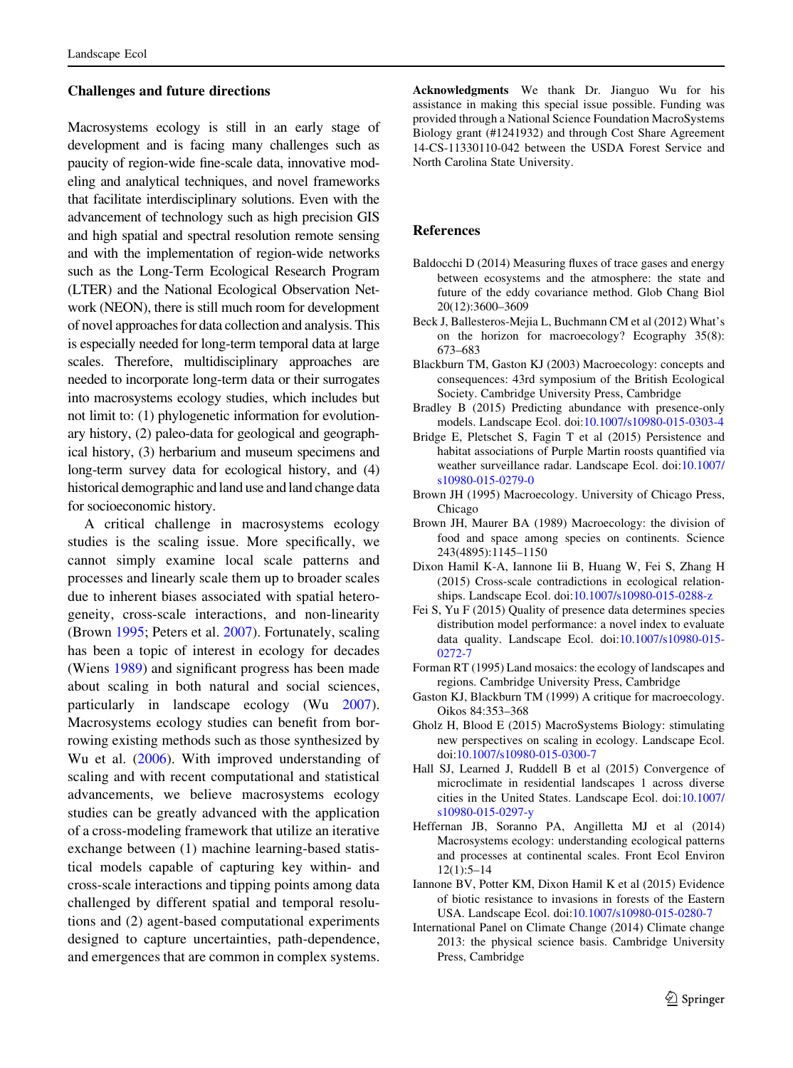## Challenges and future directions

Macrosystems ecology is still in an early stage of development and is facing many challenges such as paucity of region-wide fine-scale data, innovative modeling and analytical techniques, and novel frameworks that facilitate interdisciplinary solutions. Even with the advancement of technology such as high precision GIS and high spatial and spectral resolution remote sensing and with the implementation of region-wide networks such as the Long-Term Ecological Research Program (LTER) and the National Ecological Observation Network (NEON), there is still much room for development of novel approaches for data collection and analysis. This is especially needed for long-term temporal data at large scales. Therefore, multidisciplinary approaches are needed to incorporate long-term data or their surrogates into macrosystems ecology studies, which includes but not limit to: (1) phylogenetic information for evolutionary history, (2) paleo-data for geological and geographical history, (3) herbarium and museum specimens and long-term survey data for ecological history, and (4) historical demographic and land use and land change data for socioeconomic history.

A critical challenge in macrosystems ecology studies is the scaling issue. More specifically, we cannot simply examine local scale patterns and processes and linearly scale them up to broader scales due to inherent biases associated with spatial heterogeneity, cross-scale interactions, and non-linearity (Brown 1995; Peters et al. 2007). Fortunately, scaling has been a topic of interest in ecology for decades (Wiens 1989) and significant progress has been made about scaling in both natural and social sciences, particularly in landscape ecology (Wu 2007). Macrosystems ecology studies can benefit from borrowing existing methods such as those synthesized by Wu et al. (2006). With improved understanding of scaling and with recent computational and statistical advancements, we believe macrosystems ecology studies can be greatly advanced with the application of a cross-modeling framework that utilize an iterative exchange between (1) machine learning-based statistical models capable of capturing key within- and cross-scale interactions and tipping points among data challenged by different spatial and temporal resolutions and (2) agent-based computational experiments designed to capture uncertainties, path-dependence, and emergences that are common in complex systems.

**Acknowledgments** We thank Dr. Jianguo Wu for his assistance in making this special issue possible. Funding was provided through a National Science Foundation MacroSystems Biology grant (#1241932) and through Cost Share Agreement 14-CS-11330110-042 between the USDA Forest Service and North Carolina State University.

## References

Baldocchi D (2014) Measuring fluxes of trace gases and energy between ecosystems and the atmosphere: the state and future of the eddy covariance method. Glob Chang Biol 20(12):3600–3609

Beck J, Ballesteros-Mejia L, Buchmann CM et al (2012) What's on the horizon for macroecology? Ecography 35(8): 673–683

Blackburn TM, Gaston KJ (2003) Macroecology: concepts and consequences: 43rd symposium of the British Ecological Society. Cambridge University Press, Cambridge

Bradley B (2015) Predicting abundance with presence-only models. Landscape Ecol. doi:10.1007/s10980-015-0303-4

Bridge E, Pletschet S, Fagin T et al (2015) Persistence and habitat associations of Purple Martin roosts quantified via weather surveillance radar. Landscape Ecol. doi:10.1007/s10980-015-0279-0

Brown JH (1995) Macroecology. University of Chicago Press, Chicago

Brown JH, Maurer BA (1989) Macroecology: the division of food and space among species on continents. Science 243(4895):1145–1150

Dixon Hamil K-A, Iannone Iii B, Huang W, Fei S, Zhang H (2015) Cross-scale contradictions in ecological relationships. Landscape Ecol. doi:10.1007/s10980-015-0288-z

Fei S, Yu F (2015) Quality of presence data determines species distribution model performance: a novel index to evaluate data quality. Landscape Ecol. doi:10.1007/s10980-015-0272-7

Forman RT (1995) Land mosaics: the ecology of landscapes and regions. Cambridge University Press, Cambridge

Gaston KJ, Blackburn TM (1999) A critique for macroecology. Oikos 84:353–368

Gholz H, Blood E (2015) MacroSystems Biology: stimulating new perspectives on scaling in ecology. Landscape Ecol. doi:10.1007/s10980-015-0300-7

Hall SJ, Learned J, Ruddell B et al (2015) Convergence of microclimate in residential landscapes 1 across diverse cities in the United States. Landscape Ecol. doi:10.1007/s10980-015-0297-y

Heffernan JB, Soranno PA, Angilletta MJ et al (2014) Macrosystems ecology: understanding ecological patterns and processes at continental scales. Front Ecol Environ 12(1):5–14

Iannone BV, Potter KM, Dixon Hamil K et al (2015) Evidence of biotic resistance to invasions in forests of the Eastern USA. Landscape Ecol. doi:10.1007/s10980-015-0280-7

International Panel on Climate Change (2014) Climate change 2013: the physical science basis. Cambridge University Press, Cambridge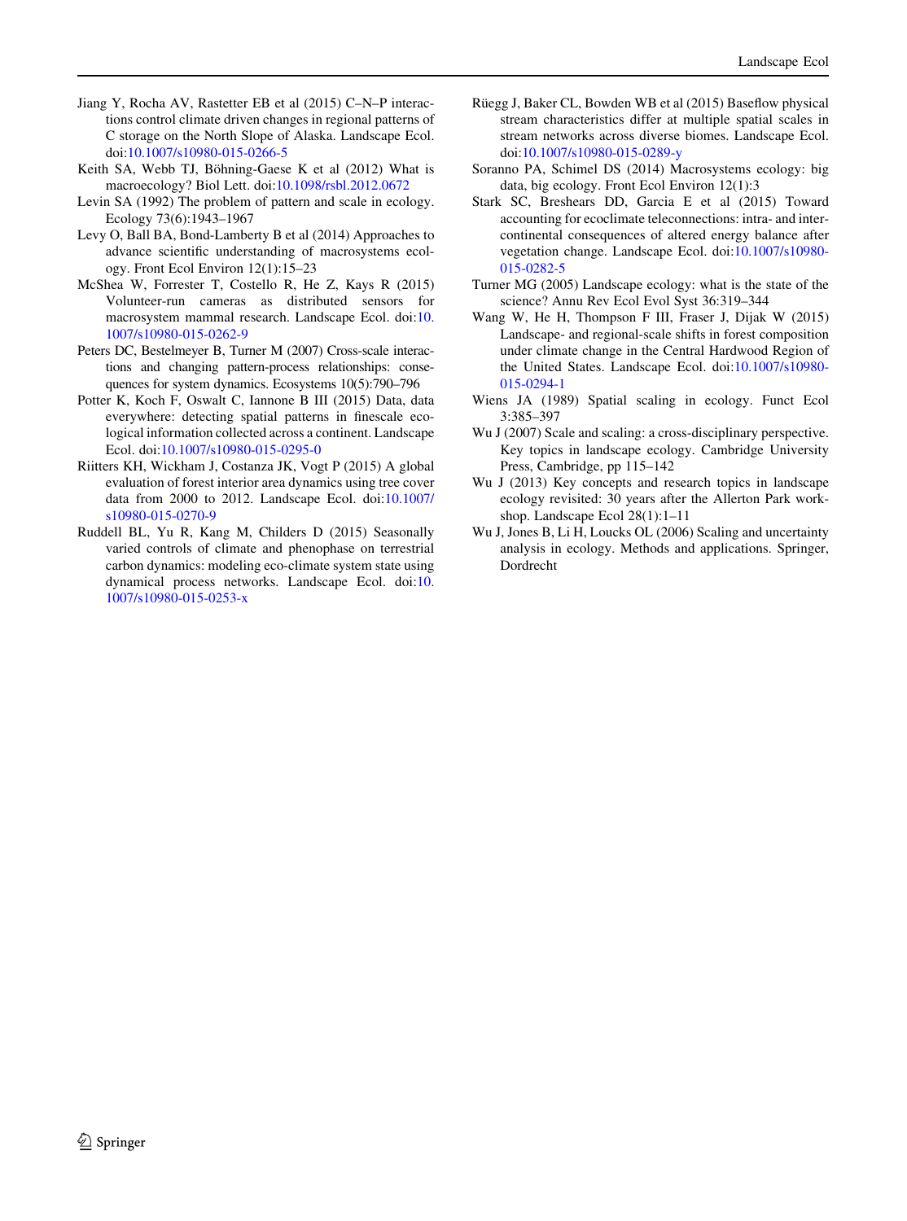Jiang Y, Rocha AV, Rastetter EB et al (2015) C–N–P interactions control climate driven changes in regional patterns of C storage on the North Slope of Alaska. Landscape Ecol. doi:10.1007/s10980-015-0266-5

Keith SA, Webb TJ, Böhning-Gaese K et al (2012) What is macroecology? Biol Lett. doi:10.1098/rsbl.2012.0672

Levin SA (1992) The problem of pattern and scale in ecology. Ecology 73(6):1943–1967

Levy O, Ball BA, Bond-Lamberty B et al (2014) Approaches to advance scientific understanding of macrosystems ecology. Front Ecol Environ 12(1):15–23

McShea W, Forrester T, Costello R, He Z, Kays R (2015) Volunteer-run cameras as distributed sensors for macrosystem mammal research. Landscape Ecol. doi:10.1007/s10980-015-0262-9

Peters DC, Bestelmeyer B, Turner M (2007) Cross-scale interactions and changing pattern-process relationships: consequences for system dynamics. Ecosystems 10(5):790–796

Potter K, Koch F, Oswalt C, Iannone B III (2015) Data, data everywhere: detecting spatial patterns in finescale ecological information collected across a continent. Landscape Ecol. doi:10.1007/s10980-015-0295-0

Riitters KH, Wickham J, Costanza JK, Vogt P (2015) A global evaluation of forest interior area dynamics using tree cover data from 2000 to 2012. Landscape Ecol. doi:10.1007/s10980-015-0270-9

Ruddell BL, Yu R, Kang M, Childers D (2015) Seasonally varied controls of climate and phenophase on terrestrial carbon dynamics: modeling eco-climate system state using dynamical process networks. Landscape Ecol. doi:10.1007/s10980-015-0253-x

Rüegg J, Baker CL, Bowden WB et al (2015) Baseflow physical stream characteristics differ at multiple spatial scales in stream networks across diverse biomes. Landscape Ecol. doi:10.1007/s10980-015-0289-y

Soranno PA, Schimel DS (2014) Macrosystems ecology: big data, big ecology. Front Ecol Environ 12(1):3

Stark SC, Breshears DD, Garcia E et al (2015) Toward accounting for ecoclimate teleconnections: intra- and inter-continental consequences of altered energy balance after vegetation change. Landscape Ecol. doi:10.1007/s10980-015-0282-5

Turner MG (2005) Landscape ecology: what is the state of the science? Annu Rev Ecol Evol Syst 36:319–344

Wang W, He H, Thompson F III, Fraser J, Dijak W (2015) Landscape- and regional-scale shifts in forest composition under climate change in the Central Hardwood Region of the United States. Landscape Ecol. doi:10.1007/s10980-015-0294-1

Wiens JA (1989) Spatial scaling in ecology. Funct Ecol 3:385–397

Wu J (2007) Scale and scaling: a cross-disciplinary perspective. Key topics in landscape ecology. Cambridge University Press, Cambridge, pp 115–142

Wu J (2013) Key concepts and research topics in landscape ecology revisited: 30 years after the Allerton Park workshop. Landscape Ecol 28(1):1–11

Wu J, Jones B, Li H, Loucks OL (2006) Scaling and uncertainty analysis in ecology. Methods and applications. Springer, Dordrecht